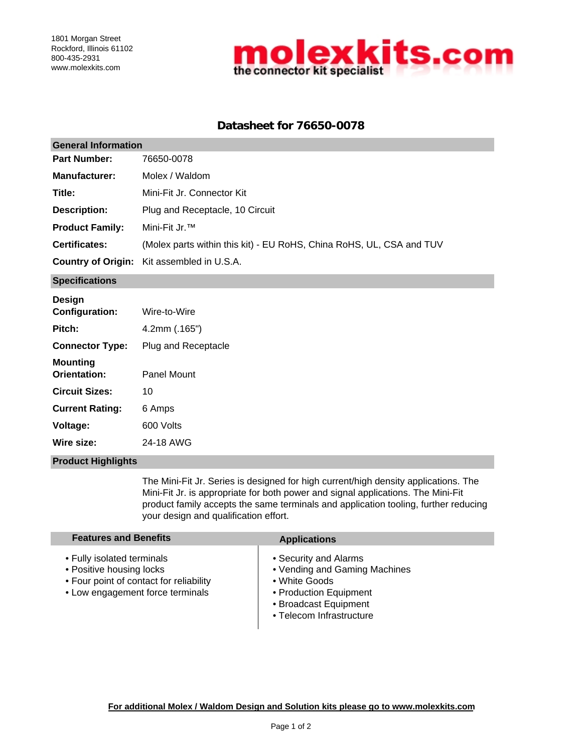1801 Morgan Street
Rockford, Illinois 61102
800-435-2931
www.molexkits.com

**molexkits.com**
**the connector kit specialist**

# Datasheet for 76650-0078

## General Information

| | |
|---|---|
| **Part Number:** | 76650-0078 |
| **Manufacturer:** | Molex / Waldom |
| **Title:** | Mini-Fit Jr. Connector Kit |
| **Description:** | Plug and Receptacle, 10 Circuit |
| **Product Family:** | Mini-Fit Jr.™ |
| **Certificates:** | (Molex parts within this kit) - EU RoHS, China RoHS, UL, CSA and TUV |
| **Country of Origin:** | Kit assembled in U.S.A. |

## Specifications

| | |
|---|---|
| **Design Configuration:** | Wire-to-Wire |
| **Pitch:** | 4.2mm (.165") |
| **Connector Type:** | Plug and Receptacle |
| **Mounting Orientation:** | Panel Mount |
| **Circuit Sizes:** | 10 |
| **Current Rating:** | 6 Amps |
| **Voltage:** | 600 Volts |
| **Wire size:** | 24-18 AWG |

## Product Highlights

The Mini-Fit Jr. Series is designed for high current/high density applications. The Mini-Fit Jr. is appropriate for both power and signal applications. The Mini-Fit product family accepts the same terminals and application tooling, further reducing your design and qualification effort.

### Features and Benefits

- Fully isolated terminals
- Positive housing locks
- Four point of contact for reliability
- Low engagement force terminals

### Applications

- Security and Alarms
- Vending and Gaming Machines
- White Goods
- Production Equipment
- Broadcast Equipment
- Telecom Infrastructure

**For additional Molex / Waldom Design and Solution kits please go to www.molexkits.com**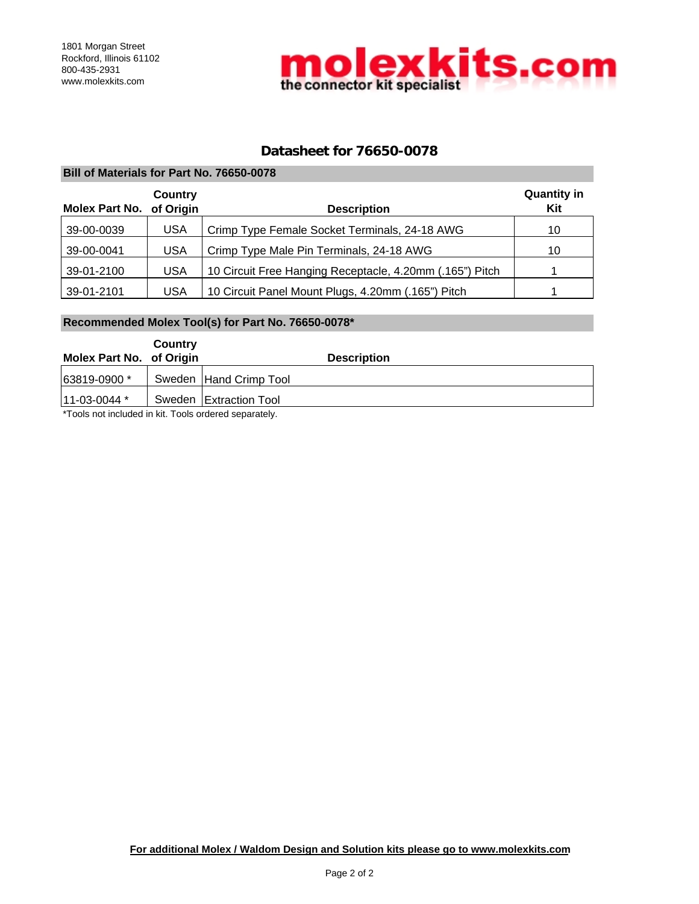1801 Morgan Street
Rockford, Illinois 61102
800-435-2931
www.molexkits.com

molexkits.com
the connector kit specialist

# Datasheet for 76650-0078

## Bill of Materials for Part No. 76650-0078

| Molex Part No. | Country of Origin | Description | Quantity in Kit |
|---|---|---|---|
| 39-00-0039 | USA | Crimp Type Female Socket Terminals, 24-18 AWG | 10 |
| 39-00-0041 | USA | Crimp Type Male Pin Terminals, 24-18 AWG | 10 |
| 39-01-2100 | USA | 10 Circuit Free Hanging Receptacle, 4.20mm (.165") Pitch | 1 |
| 39-01-2101 | USA | 10 Circuit Panel Mount Plugs, 4.20mm (.165") Pitch | 1 |

## Recommended Molex Tool(s) for Part No. 76650-0078*

| Molex Part No. | Country of Origin | Description |
|---|---|---|
| 63819-0900 * | Sweden | Hand Crimp Tool |
| 11-03-0044 * | Sweden | Extraction Tool |

*Tools not included in kit. Tools ordered separately.

**For additional Molex / Waldom Design and Solution kits please go to www.molexkits.com**